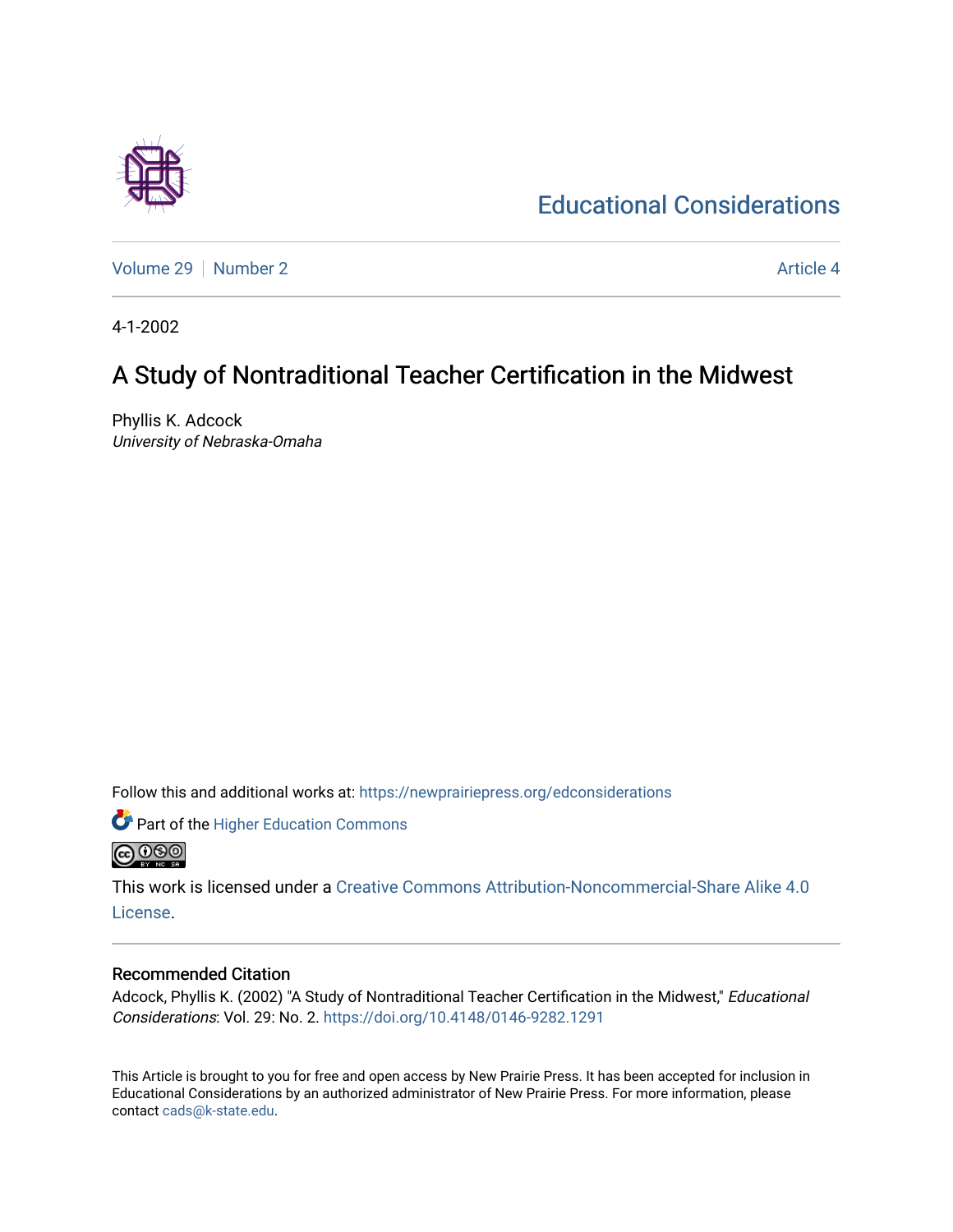# Educational Considerations

Volume 29 | Number 2 | Article 4

4-1-2002

## A Study of Nontraditional Teacher Certification in the Midwest

Phyllis K. Adcock
*University of Nebraska-Omaha*

Follow this and additional works at: https://newprairiepress.org/edconsiderations

Part of the Higher Education Commons

This work is licensed under a Creative Commons Attribution-Noncommercial-Share Alike 4.0 License.

### Recommended Citation

Adcock, Phyllis K. (2002) "A Study of Nontraditional Teacher Certification in the Midwest," *Educational Considerations*: Vol. 29: No. 2. https://doi.org/10.4148/0146-9282.1291

This Article is brought to you for free and open access by New Prairie Press. It has been accepted for inclusion in Educational Considerations by an authorized administrator of New Prairie Press. For more information, please contact cads@k-state.edu.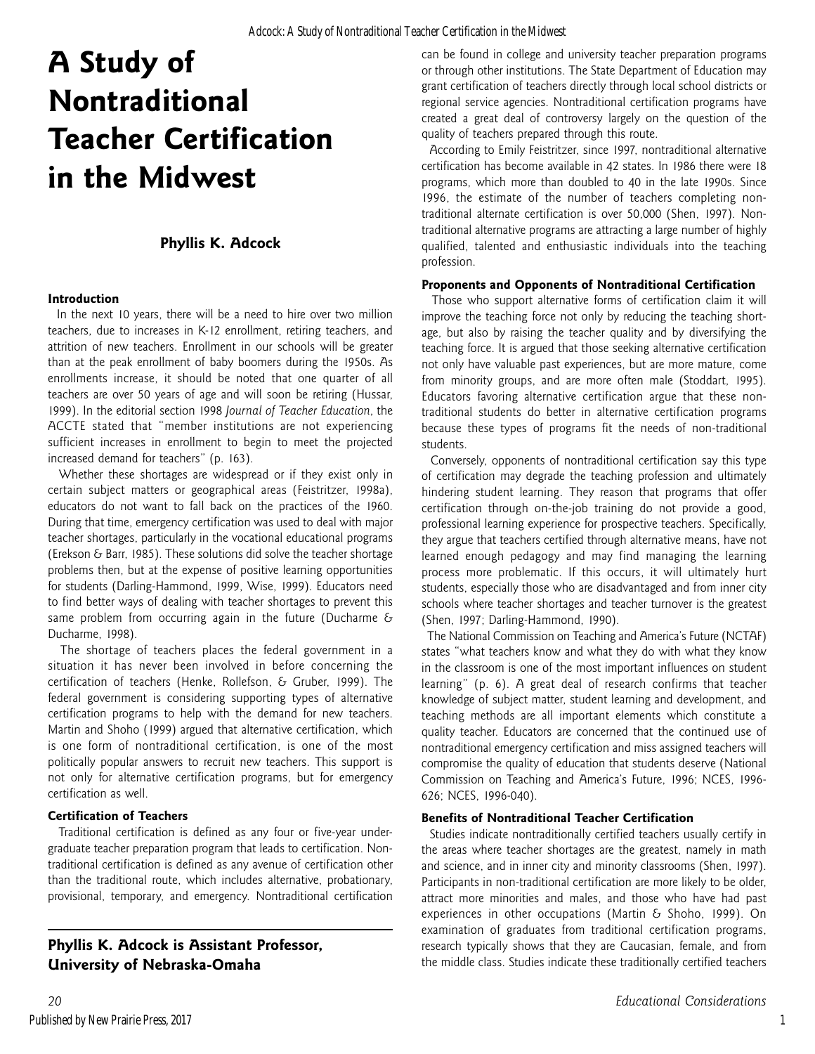# A Study of Nontraditional Teacher Certification in the Midwest

**Phyllis K. Adcock**

### Introduction

In the next 10 years, there will be a need to hire over two million teachers, due to increases in K-12 enrollment, retiring teachers, and attrition of new teachers. Enrollment in our schools will be greater than at the peak enrollment of baby boomers during the 1950s. As enrollments increase, it should be noted that one quarter of all teachers are over 50 years of age and will soon be retiring (Hussar, 1999). In the editorial section 1998 *Journal of Teacher Education*, the ACCTE stated that "member institutions are not experiencing sufficient increases in enrollment to begin to meet the projected increased demand for teachers" (p. 163).

Whether these shortages are widespread or if they exist only in certain subject matters or geographical areas (Feistritzer, 1998a), educators do not want to fall back on the practices of the 1960. During that time, emergency certification was used to deal with major teacher shortages, particularly in the vocational educational programs (Erekson & Barr, 1985). These solutions did solve the teacher shortage problems then, but at the expense of positive learning opportunities for students (Darling-Hammond, 1999, Wise, 1999). Educators need to find better ways of dealing with teacher shortages to prevent this same problem from occurring again in the future (Ducharme & Ducharme, 1998).

The shortage of teachers places the federal government in a situation it has never been involved in before concerning the certification of teachers (Henke, Rollefson, & Gruber, 1999). The federal government is considering supporting types of alternative certification programs to help with the demand for new teachers. Martin and Shoho (1999) argued that alternative certification, which is one form of nontraditional certification, is one of the most politically popular answers to recruit new teachers. This support is not only for alternative certification programs, but for emergency certification as well.

### Certification of Teachers

Traditional certification is defined as any four or five-year undergraduate teacher preparation program that leads to certification. Nontraditional certification is defined as any avenue of certification other than the traditional route, which includes alternative, probationary, provisional, temporary, and emergency. Nontraditional certification can be found in college and university teacher preparation programs or through other institutions. The State Department of Education may grant certification of teachers directly through local school districts or regional service agencies. Nontraditional certification programs have created a great deal of controversy largely on the question of the quality of teachers prepared through this route.

According to Emily Feistritzer, since 1997, nontraditional alternative certification has become available in 42 states. In 1986 there were 18 programs, which more than doubled to 40 in the late 1990s. Since 1996, the estimate of the number of teachers completing nontraditional alternate certification is over 50,000 (Shen, 1997). Nontraditional alternative programs are attracting a large number of highly qualified, talented and enthusiastic individuals into the teaching profession.

### Proponents and Opponents of Nontraditional Certification

Those who support alternative forms of certification claim it will improve the teaching force not only by reducing the teaching shortage, but also by raising the teacher quality and by diversifying the teaching force. It is argued that those seeking alternative certification not only have valuable past experiences, but are more mature, come from minority groups, and are more often male (Stoddart, 1995). Educators favoring alternative certification argue that these nontraditional students do better in alternative certification programs because these types of programs fit the needs of non-traditional students.

Conversely, opponents of nontraditional certification say this type of certification may degrade the teaching profession and ultimately hindering student learning. They reason that programs that offer certification through on-the-job training do not provide a good, professional learning experience for prospective teachers. Specifically, they argue that teachers certified through alternative means, have not learned enough pedagogy and may find managing the learning process more problematic. If this occurs, it will ultimately hurt students, especially those who are disadvantaged and from inner city schools where teacher shortages and teacher turnover is the greatest (Shen, 1997; Darling-Hammond, 1990).

The National Commission on Teaching and America's Future (NCTAF) states "what teachers know and what they do with what they know in the classroom is one of the most important influences on student learning" (p. 6). A great deal of research confirms that teacher knowledge of subject matter, student learning and development, and teaching methods are all important elements which constitute a quality teacher. Educators are concerned that the continued use of nontraditional emergency certification and miss assigned teachers will compromise the quality of education that students deserve (National Commission on Teaching and America's Future, 1996; NCES, 1996-626; NCES, 1996-040).

### Benefits of Nontraditional Teacher Certification

Studies indicate nontraditionally certified teachers usually certify in the areas where teacher shortages are the greatest, namely in math and science, and in inner city and minority classrooms (Shen, 1997). Participants in non-traditional certification are more likely to be older, attract more minorities and males, and those who have had past experiences in other occupations (Martin & Shoho, 1999). On examination of graduates from traditional certification programs, research typically shows that they are Caucasian, female, and from the middle class. Studies indicate these traditionally certified teachers

**Phyllis K. Adcock is Assistant Professor, University of Nebraska-Omaha**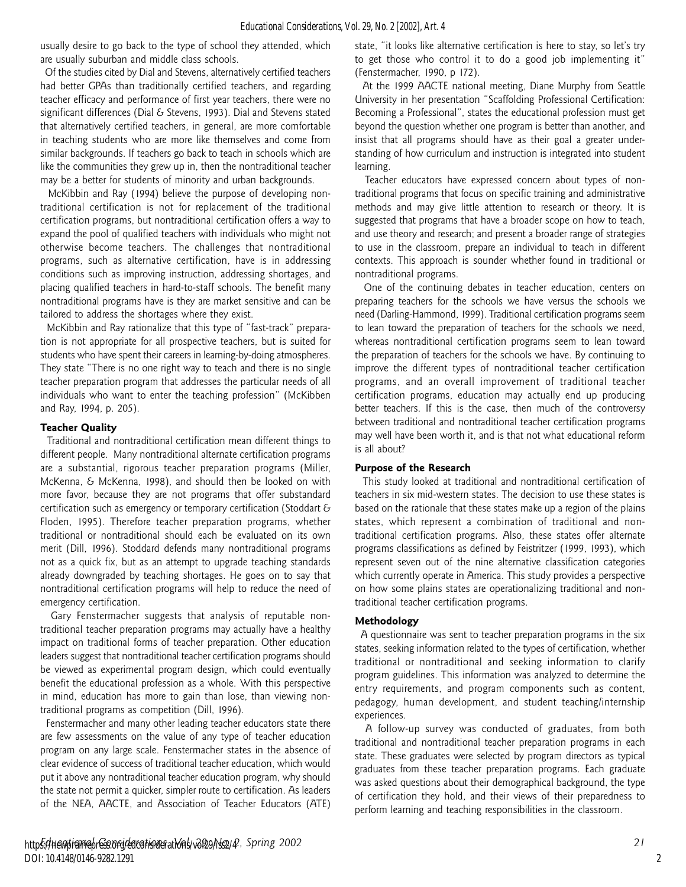usually desire to go back to the type of school they attended, which are usually suburban and middle class schools.

Of the studies cited by Dial and Stevens, alternatively certified teachers had better GPAs than traditionally certified teachers, and regarding teacher efficacy and performance of first year teachers, there were no significant differences (Dial & Stevens, 1993). Dial and Stevens stated that alternatively certified teachers, in general, are more comfortable in teaching students who are more like themselves and come from similar backgrounds. If teachers go back to teach in schools which are like the communities they grew up in, then the nontraditional teacher may be a better for students of minority and urban backgrounds.

McKibbin and Ray (1994) believe the purpose of developing nontraditional certification is not for replacement of the traditional certification programs, but nontraditional certification offers a way to expand the pool of qualified teachers with individuals who might not otherwise become teachers. The challenges that nontraditional programs, such as alternative certification, have is in addressing conditions such as improving instruction, addressing shortages, and placing qualified teachers in hard-to-staff schools. The benefit many nontraditional programs have is they are market sensitive and can be tailored to address the shortages where they exist.

McKibbin and Ray rationalize that this type of "fast-track" preparation is not appropriate for all prospective teachers, but is suited for students who have spent their careers in learning-by-doing atmospheres. They state "There is no one right way to teach and there is no single teacher preparation program that addresses the particular needs of all individuals who want to enter the teaching profession" (McKibben and Ray, 1994, p. 205).

### Teacher Quality

Traditional and nontraditional certification mean different things to different people. Many nontraditional alternate certification programs are a substantial, rigorous teacher preparation programs (Miller, McKenna, & McKenna, 1998), and should then be looked on with more favor, because they are not programs that offer substandard certification such as emergency or temporary certification (Stoddart & Floden, 1995). Therefore teacher preparation programs, whether traditional or nontraditional should each be evaluated on its own merit (Dill, 1996). Stoddard defends many nontraditional programs not as a quick fix, but as an attempt to upgrade teaching standards already downgraded by teaching shortages. He goes on to say that nontraditional certification programs will help to reduce the need of emergency certification.

Gary Fenstermacher suggests that analysis of reputable nontraditional teacher preparation programs may actually have a healthy impact on traditional forms of teacher preparation. Other education leaders suggest that nontraditional teacher certification programs should be viewed as experimental program design, which could eventually benefit the educational profession as a whole. With this perspective in mind, education has more to gain than lose, than viewing nontraditional programs as competition (Dill, 1996).

Fenstermacher and many other leading teacher educators state there are few assessments on the value of any type of teacher education program on any large scale. Fenstermacher states in the absence of clear evidence of success of traditional teacher education, which would put it above any nontraditional teacher education program, why should the state not permit a quicker, simpler route to certification. As leaders of the NEA, AACTE, and Association of Teacher Educators (ATE) state, "it looks like alternative certification is here to stay, so let's try to get those who control it to do a good job implementing it" (Fenstermacher, 1990, p 172).

At the 1999 AACTE national meeting, Diane Murphy from Seattle University in her presentation "Scaffolding Professional Certification: Becoming a Professional", states the educational profession must get beyond the question whether one program is better than another, and insist that all programs should have as their goal a greater understanding of how curriculum and instruction is integrated into student learning.

Teacher educators have expressed concern about types of nontraditional programs that focus on specific training and administrative methods and may give little attention to research or theory. It is suggested that programs that have a broader scope on how to teach, and use theory and research; and present a broader range of strategies to use in the classroom, prepare an individual to teach in different contexts. This approach is sounder whether found in traditional or nontraditional programs.

One of the continuing debates in teacher education, centers on preparing teachers for the schools we have versus the schools we need (Darling-Hammond, 1999). Traditional certification programs seem to lean toward the preparation of teachers for the schools we need, whereas nontraditional certification programs seem to lean toward the preparation of teachers for the schools we have. By continuing to improve the different types of nontraditional teacher certification programs, and an overall improvement of traditional teacher certification programs, education may actually end up producing better teachers. If this is the case, then much of the controversy between traditional and nontraditional teacher certification programs may well have been worth it, and is that not what educational reform is all about?

### Purpose of the Research

This study looked at traditional and nontraditional certification of teachers in six mid-western states. The decision to use these states is based on the rationale that these states make up a region of the plains states, which represent a combination of traditional and nontraditional certification programs. Also, these states offer alternate programs classifications as defined by Feistritzer (1999, 1993), which represent seven out of the nine alternative classification categories which currently operate in America. This study provides a perspective on how some plains states are operationalizing traditional and nontraditional teacher certification programs.

### Methodology

A questionnaire was sent to teacher preparation programs in the six states, seeking information related to the types of certification, whether traditional or nontraditional and seeking information to clarify program guidelines. This information was analyzed to determine the entry requirements, and program components such as content, pedagogy, human development, and student teaching/internship experiences.

A follow-up survey was conducted of graduates, from both traditional and nontraditional teacher preparation programs in each state. These graduates were selected by program directors as typical graduates from these teacher preparation programs. Each graduate was asked questions about their demographical background, the type of certification they hold, and their views of their preparedness to perform learning and teaching responsibilities in the classroom.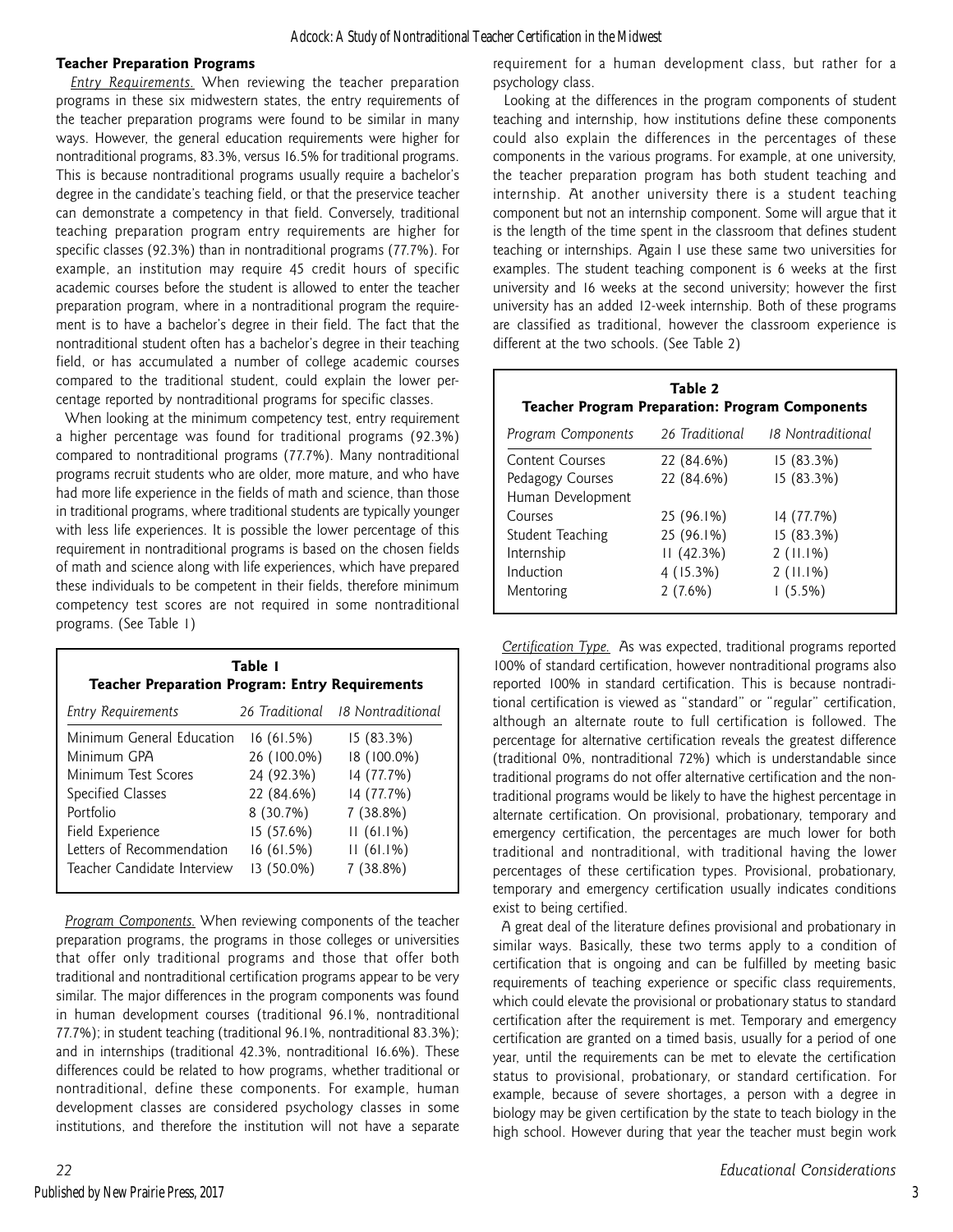### Teacher Preparation Programs

*Entry Requirements.* When reviewing the teacher preparation programs in these six midwestern states, the entry requirements of the teacher preparation programs were found to be similar in many ways. However, the general education requirements were higher for nontraditional programs, 83.3%, versus 16.5% for traditional programs. This is because nontraditional programs usually require a bachelor's degree in the candidate's teaching field, or that the preservice teacher can demonstrate a competency in that field. Conversely, traditional teaching preparation program entry requirements are higher for specific classes (92.3%) than in nontraditional programs (77.7%). For example, an institution may require 45 credit hours of specific academic courses before the student is allowed to enter the teacher preparation program, where in a nontraditional program the requirement is to have a bachelor's degree in their field. The fact that the nontraditional student often has a bachelor's degree in their teaching field, or has accumulated a number of college academic courses compared to the traditional student, could explain the lower percentage reported by nontraditional programs for specific classes.

When looking at the minimum competency test, entry requirement a higher percentage was found for traditional programs (92.3%) compared to nontraditional programs (77.7%). Many nontraditional programs recruit students who are older, more mature, and who have had more life experience in the fields of math and science, than those in traditional programs, where traditional students are typically younger with less life experiences. It is possible the lower percentage of this requirement in nontraditional programs is based on the chosen fields of math and science along with life experiences, which have prepared these individuals to be competent in their fields, therefore minimum competency test scores are not required in some nontraditional programs. (See Table 1)

**Table 1**
**Teacher Preparation Program: Entry Requirements**

| *Entry Requirements* | *26 Traditional* | *18 Nontraditional* |
|---|---|---|
| Minimum General Education | 16 (61.5%) | 15 (83.3%) |
| Minimum GPA | 26 (100.0%) | 18 (100.0%) |
| Minimum Test Scores | 24 (92.3%) | 14 (77.7%) |
| Specified Classes | 22 (84.6%) | 14 (77.7%) |
| Portfolio | 8 (30.7%) | 7 (38.8%) |
| Field Experience | 15 (57.6%) | 11 (61.1%) |
| Letters of Recommendation | 16 (61.5%) | 11 (61.1%) |
| Teacher Candidate Interview | 13 (50.0%) | 7 (38.8%) |

*Program Components.* When reviewing components of the teacher preparation programs, the programs in those colleges or universities that offer only traditional programs and those that offer both traditional and nontraditional certification programs appear to be very similar. The major differences in the program components was found in human development courses (traditional 96.1%, nontraditional 77.7%); in student teaching (traditional 96.1%, nontraditional 83.3%); and in internships (traditional 42.3%, nontraditional 16.6%). These differences could be related to how programs, whether traditional or nontraditional, define these components. For example, human development classes are considered psychology classes in some institutions, and therefore the institution will not have a separate requirement for a human development class, but rather for a psychology class.

Looking at the differences in the program components of student teaching and internship, how institutions define these components could also explain the differences in the percentages of these components in the various programs. For example, at one university, the teacher preparation program has both student teaching and internship. At another university there is a student teaching component but not an internship component. Some will argue that it is the length of the time spent in the classroom that defines student teaching or internships. Again I use these same two universities for examples. The student teaching component is 6 weeks at the first university and 16 weeks at the second university; however the first university has an added 12-week internship. Both of these programs are classified as traditional, however the classroom experience is different at the two schools. (See Table 2)

**Table 2**
**Teacher Program Preparation: Program Components**

| *Program Components* | *26 Traditional* | *18 Nontraditional* |
|---|---|---|
| Content Courses | 22 (84.6%) | 15 (83.3%) |
| Pedagogy Courses | 22 (84.6%) | 15 (83.3%) |
| Human Development Courses | 25 (96.1%) | 14 (77.7%) |
| Student Teaching | 25 (96.1%) | 15 (83.3%) |
| Internship | 11 (42.3%) | 2 (11.1%) |
| Induction | 4 (15.3%) | 2 (11.1%) |
| Mentoring | 2 (7.6%) | 1 (5.5%) |

*Certification Type.* As was expected, traditional programs reported 100% of standard certification, however nontraditional programs also reported 100% in standard certification. This is because nontraditional certification is viewed as "standard" or "regular" certification, although an alternate route to full certification is followed. The percentage for alternative certification reveals the greatest difference (traditional 0%, nontraditional 72%) which is understandable since traditional programs do not offer alternative certification and the nontraditional programs would be likely to have the highest percentage in alternate certification. On provisional, probationary, temporary and emergency certification, the percentages are much lower for both traditional and nontraditional, with traditional having the lower percentages of these certification types. Provisional, probationary, temporary and emergency certification usually indicates conditions exist to being certified.

A great deal of the literature defines provisional and probationary in similar ways. Basically, these two terms apply to a condition of certification that is ongoing and can be fulfilled by meeting basic requirements of teaching experience or specific class requirements, which could elevate the provisional or probationary status to standard certification after the requirement is met. Temporary and emergency certification are granted on a timed basis, usually for a period of one year, until the requirements can be met to elevate the certification status to provisional, probationary, or standard certification. For example, because of severe shortages, a person with a degree in biology may be given certification by the state to teach biology in the high school. However during that year the teacher must begin work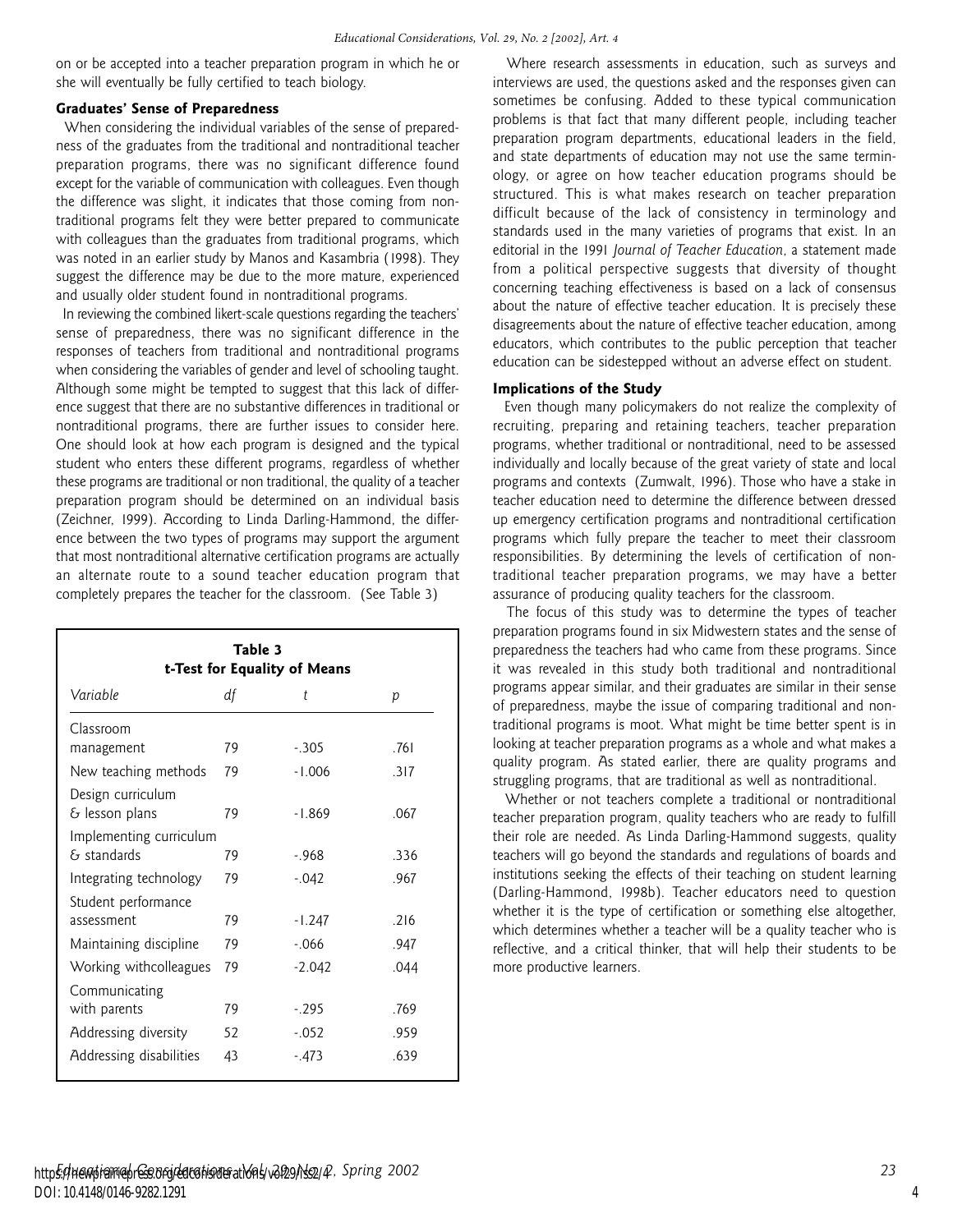on or be accepted into a teacher preparation program in which he or she will eventually be fully certified to teach biology.

### Graduates' Sense of Preparedness

When considering the individual variables of the sense of preparedness of the graduates from the traditional and nontraditional teacher preparation programs, there was no significant difference found except for the variable of communication with colleagues. Even though the difference was slight, it indicates that those coming from nontraditional programs felt they were better prepared to communicate with colleagues than the graduates from traditional programs, which was noted in an earlier study by Manos and Kasambria (1998). They suggest the difference may be due to the more mature, experienced and usually older student found in nontraditional programs.

In reviewing the combined likert-scale questions regarding the teachers' sense of preparedness, there was no significant difference in the responses of teachers from traditional and nontraditional programs when considering the variables of gender and level of schooling taught. Although some might be tempted to suggest that this lack of difference suggest that there are no substantive differences in traditional or nontraditional programs, there are further issues to consider here. One should look at how each program is designed and the typical student who enters these different programs, regardless of whether these programs are traditional or non traditional, the quality of a teacher preparation program should be determined on an individual basis (Zeichner, 1999). According to Linda Darling-Hammond, the difference between the two types of programs may support the argument that most nontraditional alternative certification programs are actually an alternate route to a sound teacher education program that completely prepares the teacher for the classroom. (See Table 3)

**Table 3**
**t-Test for Equality of Means**

| *Variable* | *df* | *t* | *p* |
|---|---|---|---|
| Classroom management | 79 | -.305 | .761 |
| New teaching methods | 79 | -1.006 | .317 |
| Design curriculum & lesson plans | 79 | -1.869 | .067 |
| Implementing curriculum & standards | 79 | -.968 | .336 |
| Integrating technology | 79 | -.042 | .967 |
| Student performance assessment | 79 | -1.247 | .216 |
| Maintaining discipline | 79 | -.066 | .947 |
| Working withcolleagues | 79 | -2.042 | .044 |
| Communicating with parents | 79 | -.295 | .769 |
| Addressing diversity | 52 | -.052 | .959 |
| Addressing disabilities | 43 | -.473 | .639 |

Where research assessments in education, such as surveys and interviews are used, the questions asked and the responses given can sometimes be confusing. Added to these typical communication problems is that fact that many different people, including teacher preparation program departments, educational leaders in the field, and state departments of education may not use the same terminology, or agree on how teacher education programs should be structured. This is what makes research on teacher preparation difficult because of the lack of consistency in terminology and standards used in the many varieties of programs that exist. In an editorial in the 1991 *Journal of Teacher Education*, a statement made from a political perspective suggests that diversity of thought concerning teaching effectiveness is based on a lack of consensus about the nature of effective teacher education. It is precisely these disagreements about the nature of effective teacher education, among educators, which contributes to the public perception that teacher education can be sidestepped without an adverse effect on student.

### Implications of the Study

Even though many policymakers do not realize the complexity of recruiting, preparing and retaining teachers, teacher preparation programs, whether traditional or nontraditional, need to be assessed individually and locally because of the great variety of state and local programs and contexts (Zumwalt, 1996). Those who have a stake in teacher education need to determine the difference between dressed up emergency certification programs and nontraditional certification programs which fully prepare the teacher to meet their classroom responsibilities. By determining the levels of certification of nontraditional teacher preparation programs, we may have a better assurance of producing quality teachers for the classroom.

The focus of this study was to determine the types of teacher preparation programs found in six Midwestern states and the sense of preparedness the teachers had who came from these programs. Since it was revealed in this study both traditional and nontraditional programs appear similar, and their graduates are similar in their sense of preparedness, maybe the issue of comparing traditional and nontraditional programs is moot. What might be time better spent is in looking at teacher preparation programs as a whole and what makes a quality program. As stated earlier, there are quality programs and struggling programs, that are traditional as well as nontraditional.

Whether or not teachers complete a traditional or nontraditional teacher preparation program, quality teachers who are ready to fulfill their role are needed. As Linda Darling-Hammond suggests, quality teachers will go beyond the standards and regulations of boards and institutions seeking the effects of their teaching on student learning (Darling-Hammond, 1998b). Teacher educators need to question whether it is the type of certification or something else altogether, which determines whether a teacher will be a quality teacher who is reflective, and a critical thinker, that will help their students to be more productive learners.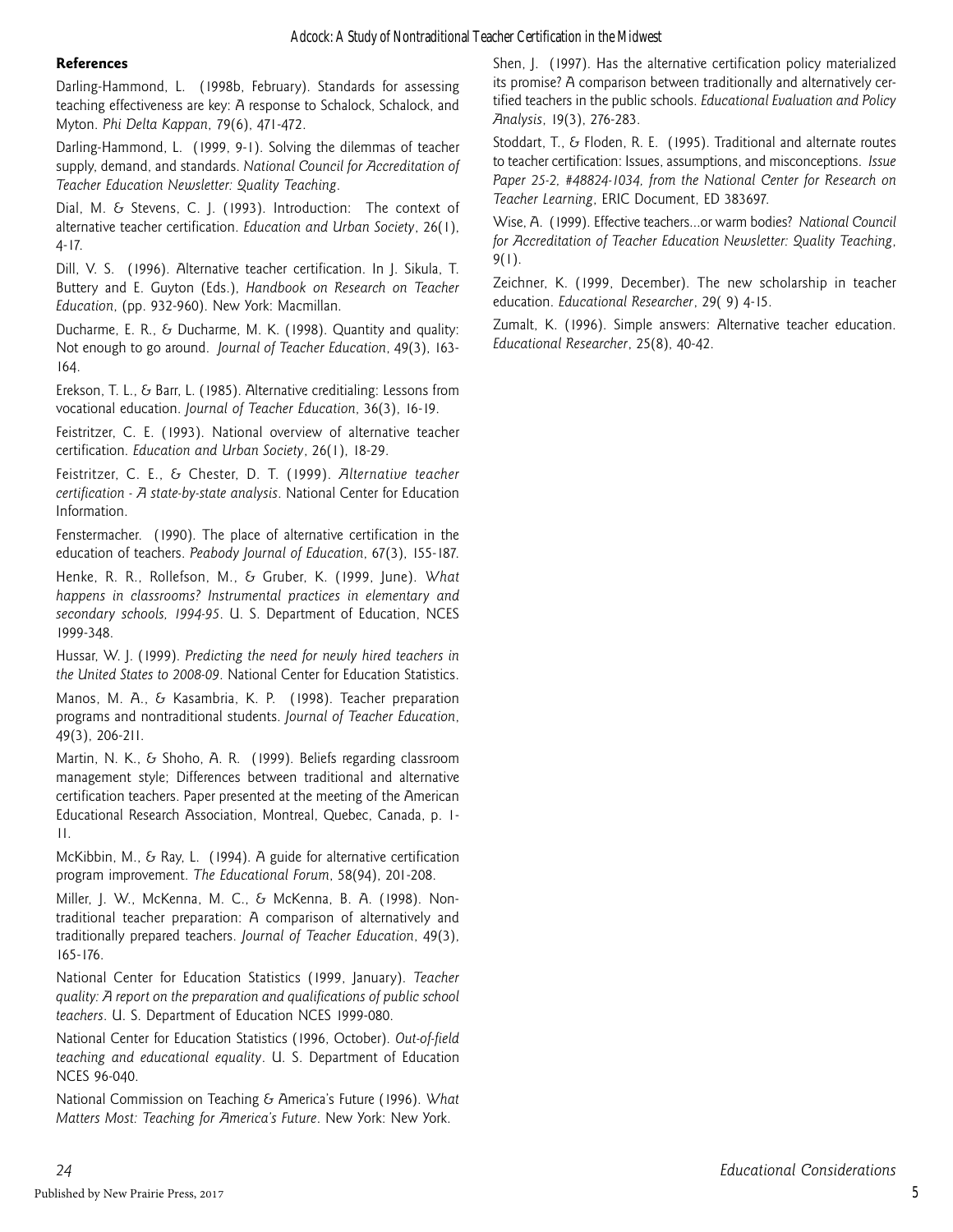### References

Darling-Hammond, L. (1998b, February). Standards for assessing teaching effectiveness are key: A response to Schalock, Schalock, and Myton. *Phi Delta Kappan*, 79(6), 471-472.

Darling-Hammond, L. (1999, 9-1). Solving the dilemmas of teacher supply, demand, and standards. *National Council for Accreditation of Teacher Education Newsletter: Quality Teaching*.

Dial, M. & Stevens, C. J. (1993). Introduction: The context of alternative teacher certification. *Education and Urban Society*, 26(1), 4-17.

Dill, V. S. (1996). Alternative teacher certification. In J. Sikula, T. Buttery and E. Guyton (Eds.), *Handbook on Research on Teacher Education*, (pp. 932-960). New York: Macmillan.

Ducharme, E. R., & Ducharme, M. K. (1998). Quantity and quality: Not enough to go around. *Journal of Teacher Education*, 49(3), 163-164.

Erekson, T. L., & Barr, L. (1985). Alternative creditialing: Lessons from vocational education. *Journal of Teacher Education*, 36(3), 16-19.

Feistritzer, C. E. (1993). National overview of alternative teacher certification. *Education and Urban Society*, 26(1), 18-29.

Feistritzer, C. E., & Chester, D. T. (1999). *Alternative teacher certification - A state-by-state analysis*. National Center for Education Information.

Fenstermacher. (1990). The place of alternative certification in the education of teachers. *Peabody Journal of Education*, 67(3), 155-187.

Henke, R. R., Rollefson, M., & Gruber, K. (1999, June). *What happens in classrooms? Instrumental practices in elementary and secondary schools, 1994-95*. U. S. Department of Education, NCES 1999-348.

Hussar, W. J. (1999). *Predicting the need for newly hired teachers in the United States to 2008-09*. National Center for Education Statistics.

Manos, M. A., & Kasambria, K. P. (1998). Teacher preparation programs and nontraditional students. *Journal of Teacher Education*, 49(3), 206-211.

Martin, N. K., & Shoho, A. R. (1999). Beliefs regarding classroom management style; Differences between traditional and alternative certification teachers. Paper presented at the meeting of the American Educational Research Association, Montreal, Quebec, Canada, p. 1-11.

McKibbin, M., & Ray, L. (1994). A guide for alternative certification program improvement. *The Educational Forum*, 58(94), 201-208.

Miller, J. W., McKenna, M. C., & McKenna, B. A. (1998). Non-traditional teacher preparation: A comparison of alternatively and traditionally prepared teachers. *Journal of Teacher Education*, 49(3), 165-176.

National Center for Education Statistics (1999, January). *Teacher quality: A report on the preparation and qualifications of public school teachers*. U. S. Department of Education NCES 1999-080.

National Center for Education Statistics (1996, October). *Out-of-field teaching and educational equality*. U. S. Department of Education NCES 96-040.

National Commission on Teaching & America's Future (1996). *What Matters Most: Teaching for America's Future*. New York: New York.

Shen, J. (1997). Has the alternative certification policy materialized its promise? A comparison between traditionally and alternatively certified teachers in the public schools. *Educational Evaluation and Policy Analysis*, 19(3), 276-283.

Stoddart, T., & Floden, R. E. (1995). Traditional and alternate routes to teacher certification: Issues, assumptions, and misconceptions. *Issue Paper 25-2, #48824-1034, from the National Center for Research on Teacher Learning*, ERIC Document, ED 383697.

Wise, A. (1999). Effective teachers...or warm bodies? *National Council for Accreditation of Teacher Education Newsletter: Quality Teaching*, 9(1).

Zeichner, K. (1999, December). The new scholarship in teacher education. *Educational Researcher*, 29( 9) 4-15.

Zumalt, K. (1996). Simple answers: Alternative teacher education. *Educational Researcher*, 25(8), 40-42.